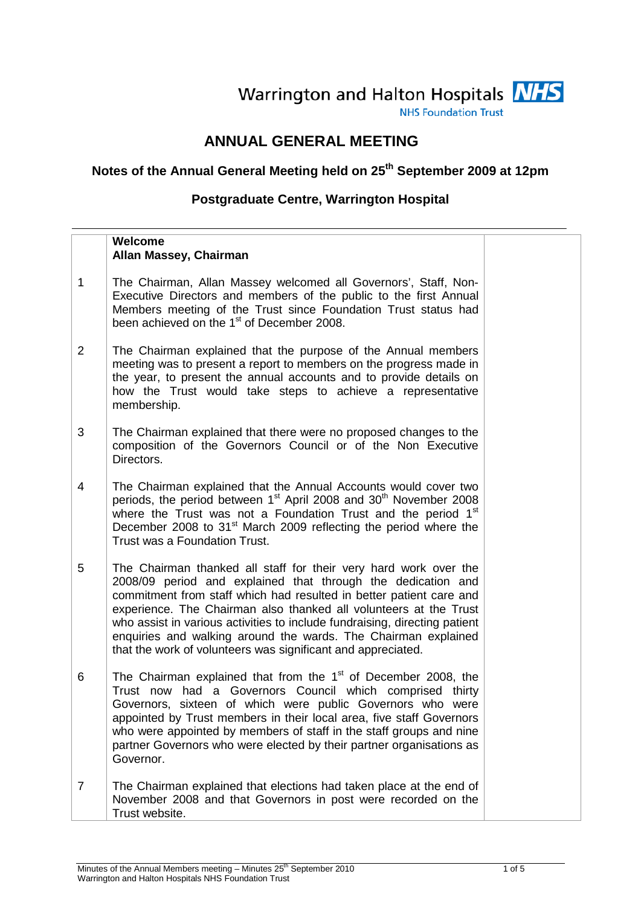Warrington and Halton Hospitals NHS Foundation Trust

# ANNUAL GENERAL MEETING

## Notes of the Annual General Meeting held on 25th September 2009 at 12pm

## Postgraduate Centre, Warrington Hospital

| | | |
|---|---|---|
| | **Welcome**<br>**Allan Massey, Chairman** | |
| 1 | The Chairman, Allan Massey welcomed all Governors', Staff, Non-Executive Directors and members of the public to the first Annual Members meeting of the Trust since Foundation Trust status had been achieved on the 1st of December 2008. | |
| 2 | The Chairman explained that the purpose of the Annual members meeting was to present a report to members on the progress made in the year, to present the annual accounts and to provide details on how the Trust would take steps to achieve a representative membership. | |
| 3 | The Chairman explained that there were no proposed changes to the composition of the Governors Council or of the Non Executive Directors. | |
| 4 | The Chairman explained that the Annual Accounts would cover two periods, the period between 1st April 2008 and 30th November 2008 where the Trust was not a Foundation Trust and the period 1st December 2008 to 31st March 2009 reflecting the period where the Trust was a Foundation Trust. | |
| 5 | The Chairman thanked all staff for their very hard work over the 2008/09 period and explained that through the dedication and commitment from staff which had resulted in better patient care and experience. The Chairman also thanked all volunteers at the Trust who assist in various activities to include fundraising, directing patient enquiries and walking around the wards. The Chairman explained that the work of volunteers was significant and appreciated. | |
| 6 | The Chairman explained that from the 1st of December 2008, the Trust now had a Governors Council which comprised thirty Governors, sixteen of which were public Governors who were appointed by Trust members in their local area, five staff Governors who were appointed by members of staff in the staff groups and nine partner Governors who were elected by their partner organisations as Governor. | |
| 7 | The Chairman explained that elections had taken place at the end of November 2008 and that Governors in post were recorded on the Trust website. | |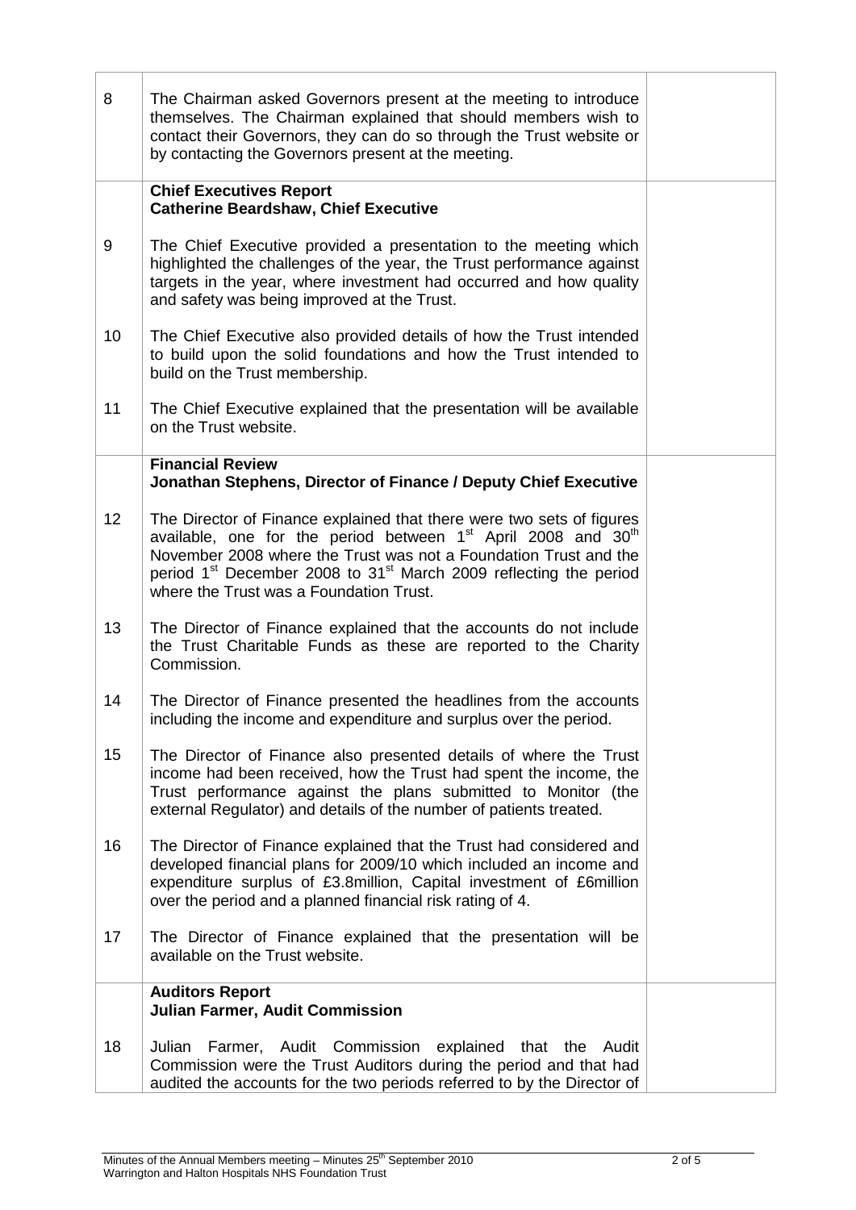| | | |
|---|---|---|
| 8 | The Chairman asked Governors present at the meeting to introduce themselves. The Chairman explained that should members wish to contact their Governors, they can do so through the Trust website or by contacting the Governors present at the meeting. | |
| | **Chief Executives Report**<br>**Catherine Beardshaw, Chief Executive** | |
| 9 | The Chief Executive provided a presentation to the meeting which highlighted the challenges of the year, the Trust performance against targets in the year, where investment had occurred and how quality and safety was being improved at the Trust. | |
| 10 | The Chief Executive also provided details of how the Trust intended to build upon the solid foundations and how the Trust intended to build on the Trust membership. | |
| 11 | The Chief Executive explained that the presentation will be available on the Trust website. | |
| | **Financial Review**<br>**Jonathan Stephens, Director of Finance / Deputy Chief Executive** | |
| 12 | The Director of Finance explained that there were two sets of figures available, one for the period between 1st April 2008 and 30th November 2008 where the Trust was not a Foundation Trust and the period 1st December 2008 to 31st March 2009 reflecting the period where the Trust was a Foundation Trust. | |
| 13 | The Director of Finance explained that the accounts do not include the Trust Charitable Funds as these are reported to the Charity Commission. | |
| 14 | The Director of Finance presented the headlines from the accounts including the income and expenditure and surplus over the period. | |
| 15 | The Director of Finance also presented details of where the Trust income had been received, how the Trust had spent the income, the Trust performance against the plans submitted to Monitor (the external Regulator) and details of the number of patients treated. | |
| 16 | The Director of Finance explained that the Trust had considered and developed financial plans for 2009/10 which included an income and expenditure surplus of £3.8million, Capital investment of £6million over the period and a planned financial risk rating of 4. | |
| 17 | The Director of Finance explained that the presentation will be available on the Trust website. | |
| | **Auditors Report**<br>**Julian Farmer, Audit Commission** | |
| 18 | Julian Farmer, Audit Commission explained that the Audit Commission were the Trust Auditors during the period and that had audited the accounts for the two periods referred to by the Director of | |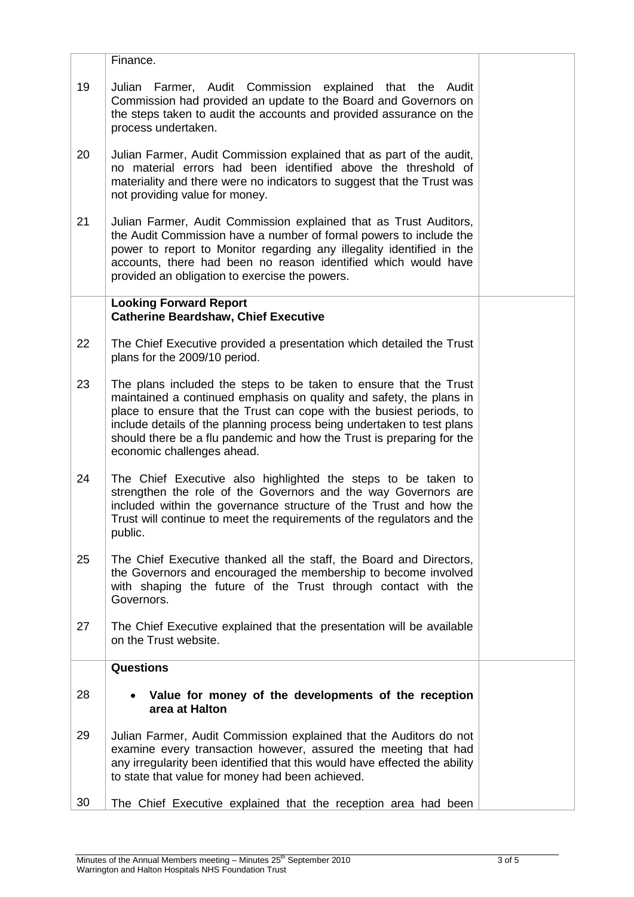| | | |
|---|---|---|
| | Finance. | |
| 19 | Julian Farmer, Audit Commission explained that the Audit Commission had provided an update to the Board and Governors on the steps taken to audit the accounts and provided assurance on the process undertaken. | |
| 20 | Julian Farmer, Audit Commission explained that as part of the audit, no material errors had been identified above the threshold of materiality and there were no indicators to suggest that the Trust was not providing value for money. | |
| 21 | Julian Farmer, Audit Commission explained that as Trust Auditors, the Audit Commission have a number of formal powers to include the power to report to Monitor regarding any illegality identified in the accounts, there had been no reason identified which would have provided an obligation to exercise the powers. | |
| | **Looking Forward Report**<br>**Catherine Beardshaw, Chief Executive** | |
| 22 | The Chief Executive provided a presentation which detailed the Trust plans for the 2009/10 period. | |
| 23 | The plans included the steps to be taken to ensure that the Trust maintained a continued emphasis on quality and safety, the plans in place to ensure that the Trust can cope with the busiest periods, to include details of the planning process being undertaken to test plans should there be a flu pandemic and how the Trust is preparing for the economic challenges ahead. | |
| 24 | The Chief Executive also highlighted the steps to be taken to strengthen the role of the Governors and the way Governors are included within the governance structure of the Trust and how the Trust will continue to meet the requirements of the regulators and the public. | |
| 25 | The Chief Executive thanked all the staff, the Board and Directors, the Governors and encouraged the membership to become involved with shaping the future of the Trust through contact with the Governors. | |
| 27 | The Chief Executive explained that the presentation will be available on the Trust website. | |
| | **Questions** | |
| 28 | • **Value for money of the developments of the reception area at Halton** | |
| 29 | Julian Farmer, Audit Commission explained that the Auditors do not examine every transaction however, assured the meeting that had any irregularity been identified that this would have effected the ability to state that value for money had been achieved. | |
| 30 | The Chief Executive explained that the reception area had been | |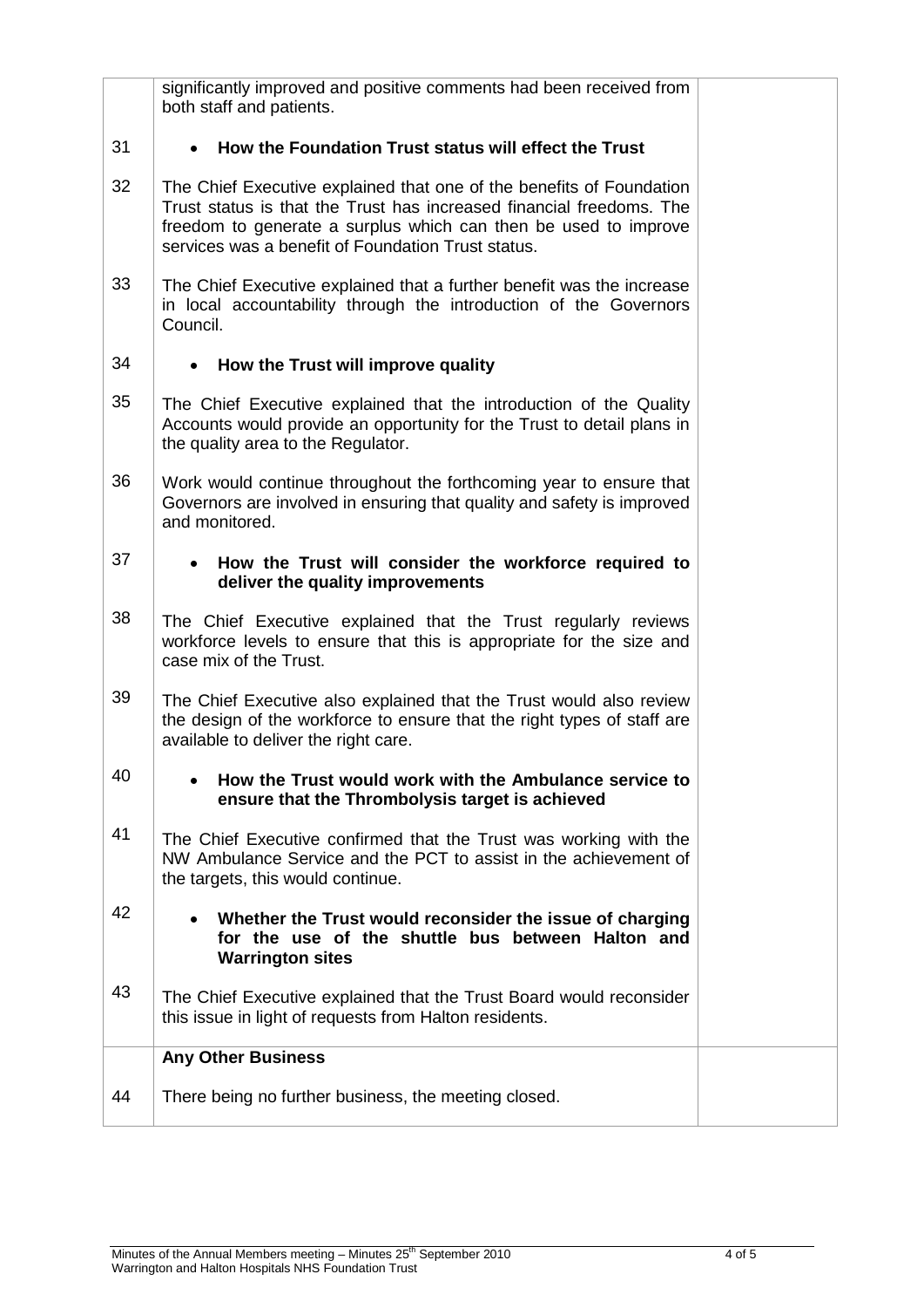| | | |
|---|---|---|
| | significantly improved and positive comments had been received from both staff and patients. | |
| 31 | • **How the Foundation Trust status will effect the Trust** | |
| 32 | The Chief Executive explained that one of the benefits of Foundation Trust status is that the Trust has increased financial freedoms. The freedom to generate a surplus which can then be used to improve services was a benefit of Foundation Trust status. | |
| 33 | The Chief Executive explained that a further benefit was the increase in local accountability through the introduction of the Governors Council. | |
| 34 | • **How the Trust will improve quality** | |
| 35 | The Chief Executive explained that the introduction of the Quality Accounts would provide an opportunity for the Trust to detail plans in the quality area to the Regulator. | |
| 36 | Work would continue throughout the forthcoming year to ensure that Governors are involved in ensuring that quality and safety is improved and monitored. | |
| 37 | • **How the Trust will consider the workforce required to deliver the quality improvements** | |
| 38 | The Chief Executive explained that the Trust regularly reviews workforce levels to ensure that this is appropriate for the size and case mix of the Trust. | |
| 39 | The Chief Executive also explained that the Trust would also review the design of the workforce to ensure that the right types of staff are available to deliver the right care. | |
| 40 | • **How the Trust would work with the Ambulance service to ensure that the Thrombolysis target is achieved** | |
| 41 | The Chief Executive confirmed that the Trust was working with the NW Ambulance Service and the PCT to assist in the achievement of the targets, this would continue. | |
| 42 | • **Whether the Trust would reconsider the issue of charging for the use of the shuttle bus between Halton and Warrington sites** | |
| 43 | The Chief Executive explained that the Trust Board would reconsider this issue in light of requests from Halton residents. | |
| | **Any Other Business** | |
| 44 | There being no further business, the meeting closed. | |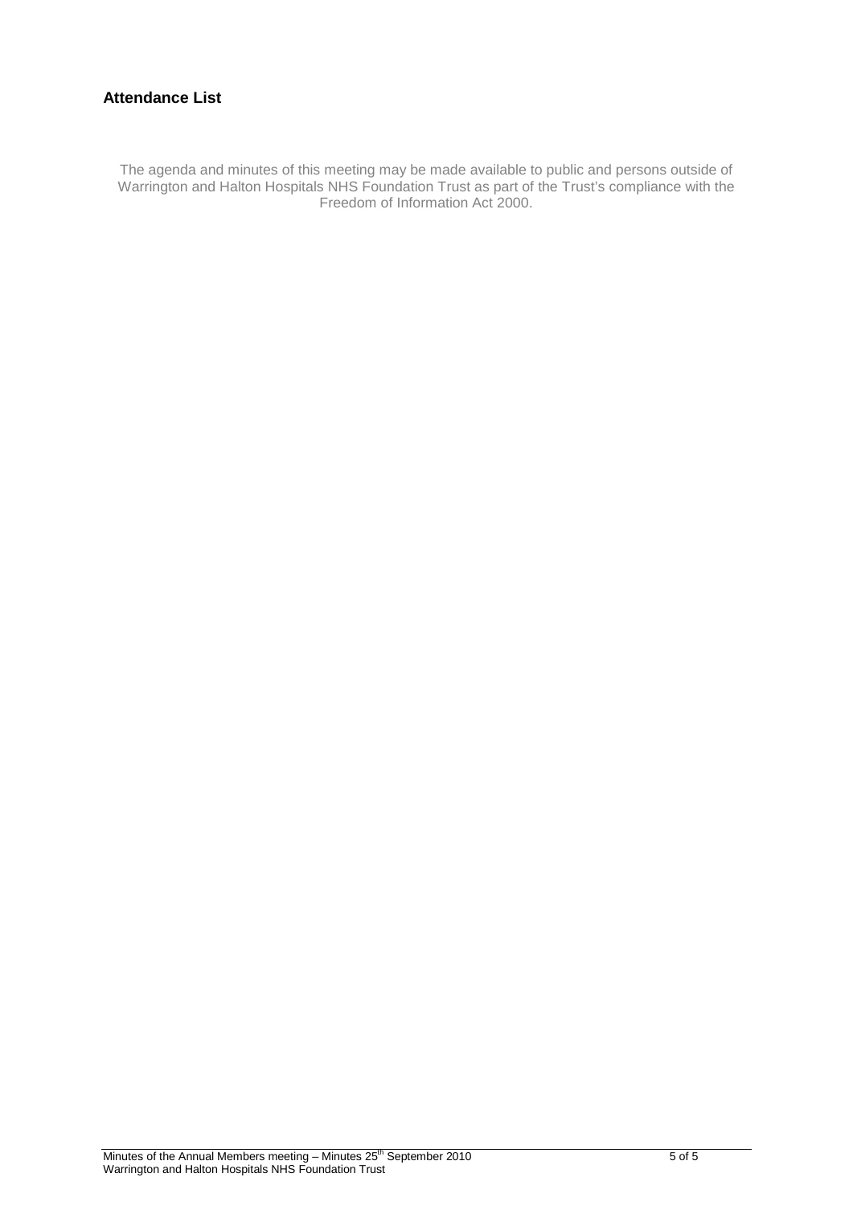## Attendance List

The agenda and minutes of this meeting may be made available to public and persons outside of Warrington and Halton Hospitals NHS Foundation Trust as part of the Trust's compliance with the Freedom of Information Act 2000.